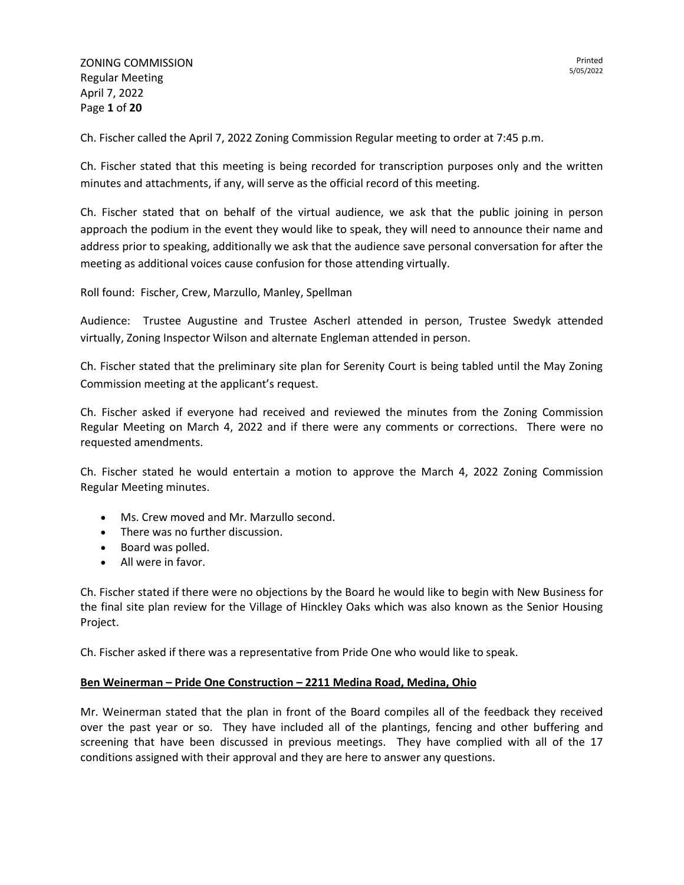Ch. Fischer called the April 7, 2022 Zoning Commission Regular meeting to order at 7:45 p.m.

Ch. Fischer stated that this meeting is being recorded for transcription purposes only and the written minutes and attachments, if any, will serve as the official record of this meeting.

Ch. Fischer stated that on behalf of the virtual audience, we ask that the public joining in person approach the podium in the event they would like to speak, they will need to announce their name and address prior to speaking, additionally we ask that the audience save personal conversation for after the meeting as additional voices cause confusion for those attending virtually.

Roll found: Fischer, Crew, Marzullo, Manley, Spellman

Audience: Trustee Augustine and Trustee Ascherl attended in person, Trustee Swedyk attended virtually, Zoning Inspector Wilson and alternate Engleman attended in person.

Ch. Fischer stated that the preliminary site plan for Serenity Court is being tabled until the May Zoning Commission meeting at the applicant's request.

Ch. Fischer asked if everyone had received and reviewed the minutes from the Zoning Commission Regular Meeting on March 4, 2022 and if there were any comments or corrections. There were no requested amendments.

Ch. Fischer stated he would entertain a motion to approve the March 4, 2022 Zoning Commission Regular Meeting minutes.

- Ms. Crew moved and Mr. Marzullo second.
- There was no further discussion.
- Board was polled.
- All were in favor.

Ch. Fischer stated if there were no objections by the Board he would like to begin with New Business for the final site plan review for the Village of Hinckley Oaks which was also known as the Senior Housing Project.

Ch. Fischer asked if there was a representative from Pride One who would like to speak.

**Ben Weinerman – Pride One Construction – 2211 Medina Road, Medina, Ohio**

Mr. Weinerman stated that the plan in front of the Board compiles all of the feedback they received over the past year or so. They have included all of the plantings, fencing and other buffering and screening that have been discussed in previous meetings. They have complied with all of the 17 conditions assigned with their approval and they are here to answer any questions.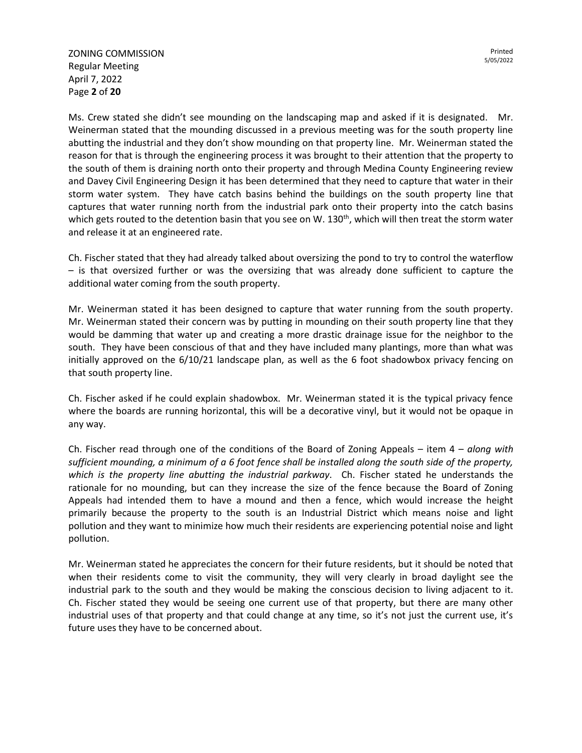Ms. Crew stated she didn't see mounding on the landscaping map and asked if it is designated. Mr. Weinerman stated that the mounding discussed in a previous meeting was for the south property line abutting the industrial and they don't show mounding on that property line. Mr. Weinerman stated the reason for that is through the engineering process it was brought to their attention that the property to the south of them is draining north onto their property and through Medina County Engineering review and Davey Civil Engineering Design it has been determined that they need to capture that water in their storm water system. They have catch basins behind the buildings on the south property line that captures that water running north from the industrial park onto their property into the catch basins which gets routed to the detention basin that you see on W. 130th, which will then treat the storm water and release it at an engineered rate.

Ch. Fischer stated that they had already talked about oversizing the pond to try to control the waterflow – is that oversized further or was the oversizing that was already done sufficient to capture the additional water coming from the south property.

Mr. Weinerman stated it has been designed to capture that water running from the south property. Mr. Weinerman stated their concern was by putting in mounding on their south property line that they would be damming that water up and creating a more drastic drainage issue for the neighbor to the south. They have been conscious of that and they have included many plantings, more than what was initially approved on the 6/10/21 landscape plan, as well as the 6 foot shadowbox privacy fencing on that south property line.

Ch. Fischer asked if he could explain shadowbox. Mr. Weinerman stated it is the typical privacy fence where the boards are running horizontal, this will be a decorative vinyl, but it would not be opaque in any way.

Ch. Fischer read through one of the conditions of the Board of Zoning Appeals – item 4 – *along with sufficient mounding, a minimum of a 6 foot fence shall be installed along the south side of the property, which is the property line abutting the industrial parkway*. Ch. Fischer stated he understands the rationale for no mounding, but can they increase the size of the fence because the Board of Zoning Appeals had intended them to have a mound and then a fence, which would increase the height primarily because the property to the south is an Industrial District which means noise and light pollution and they want to minimize how much their residents are experiencing potential noise and light pollution.

Mr. Weinerman stated he appreciates the concern for their future residents, but it should be noted that when their residents come to visit the community, they will very clearly in broad daylight see the industrial park to the south and they would be making the conscious decision to living adjacent to it. Ch. Fischer stated they would be seeing one current use of that property, but there are many other industrial uses of that property and that could change at any time, so it's not just the current use, it's future uses they have to be concerned about.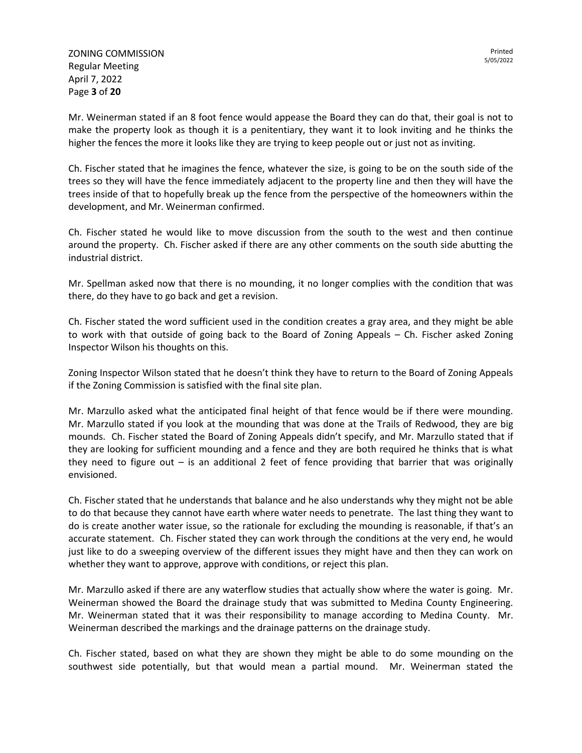Mr. Weinerman stated if an 8 foot fence would appease the Board they can do that, their goal is not to make the property look as though it is a penitentiary, they want it to look inviting and he thinks the higher the fences the more it looks like they are trying to keep people out or just not as inviting.

Ch. Fischer stated that he imagines the fence, whatever the size, is going to be on the south side of the trees so they will have the fence immediately adjacent to the property line and then they will have the trees inside of that to hopefully break up the fence from the perspective of the homeowners within the development, and Mr. Weinerman confirmed.

Ch. Fischer stated he would like to move discussion from the south to the west and then continue around the property. Ch. Fischer asked if there are any other comments on the south side abutting the industrial district.

Mr. Spellman asked now that there is no mounding, it no longer complies with the condition that was there, do they have to go back and get a revision.

Ch. Fischer stated the word sufficient used in the condition creates a gray area, and they might be able to work with that outside of going back to the Board of Zoning Appeals – Ch. Fischer asked Zoning Inspector Wilson his thoughts on this.

Zoning Inspector Wilson stated that he doesn't think they have to return to the Board of Zoning Appeals if the Zoning Commission is satisfied with the final site plan.

Mr. Marzullo asked what the anticipated final height of that fence would be if there were mounding. Mr. Marzullo stated if you look at the mounding that was done at the Trails of Redwood, they are big mounds. Ch. Fischer stated the Board of Zoning Appeals didn't specify, and Mr. Marzullo stated that if they are looking for sufficient mounding and a fence and they are both required he thinks that is what they need to figure out – is an additional 2 feet of fence providing that barrier that was originally envisioned.

Ch. Fischer stated that he understands that balance and he also understands why they might not be able to do that because they cannot have earth where water needs to penetrate. The last thing they want to do is create another water issue, so the rationale for excluding the mounding is reasonable, if that's an accurate statement. Ch. Fischer stated they can work through the conditions at the very end, he would just like to do a sweeping overview of the different issues they might have and then they can work on whether they want to approve, approve with conditions, or reject this plan.

Mr. Marzullo asked if there are any waterflow studies that actually show where the water is going. Mr. Weinerman showed the Board the drainage study that was submitted to Medina County Engineering. Mr. Weinerman stated that it was their responsibility to manage according to Medina County. Mr. Weinerman described the markings and the drainage patterns on the drainage study.

Ch. Fischer stated, based on what they are shown they might be able to do some mounding on the southwest side potentially, but that would mean a partial mound. Mr. Weinerman stated the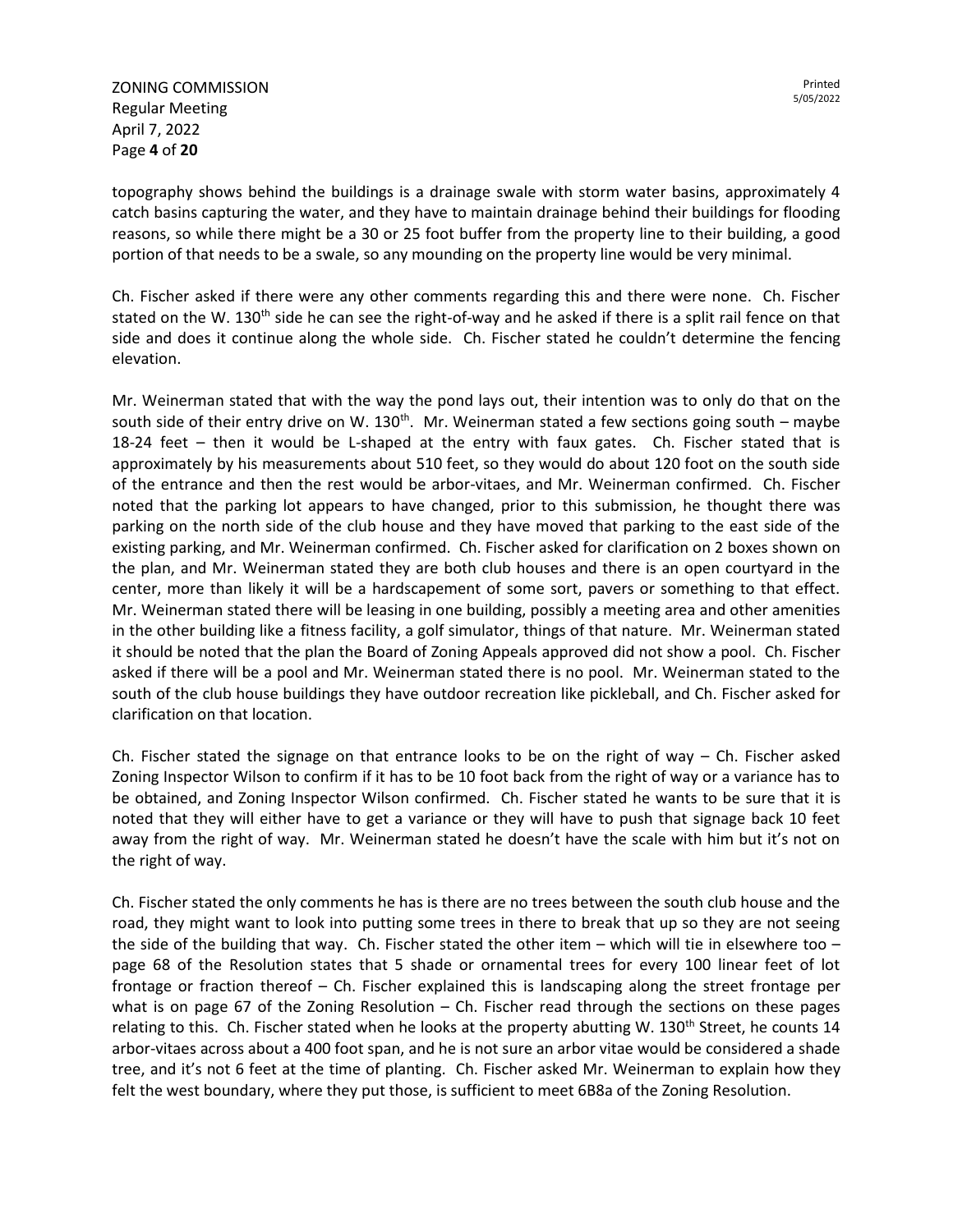topography shows behind the buildings is a drainage swale with storm water basins, approximately 4 catch basins capturing the water, and they have to maintain drainage behind their buildings for flooding reasons, so while there might be a 30 or 25 foot buffer from the property line to their building, a good portion of that needs to be a swale, so any mounding on the property line would be very minimal.

Ch. Fischer asked if there were any other comments regarding this and there were none. Ch. Fischer stated on the W. 130th side he can see the right-of-way and he asked if there is a split rail fence on that side and does it continue along the whole side. Ch. Fischer stated he couldn't determine the fencing elevation.

Mr. Weinerman stated that with the way the pond lays out, their intention was to only do that on the south side of their entry drive on W. 130th. Mr. Weinerman stated a few sections going south – maybe 18-24 feet – then it would be L-shaped at the entry with faux gates. Ch. Fischer stated that is approximately by his measurements about 510 feet, so they would do about 120 foot on the south side of the entrance and then the rest would be arbor-vitaes, and Mr. Weinerman confirmed. Ch. Fischer noted that the parking lot appears to have changed, prior to this submission, he thought there was parking on the north side of the club house and they have moved that parking to the east side of the existing parking, and Mr. Weinerman confirmed. Ch. Fischer asked for clarification on 2 boxes shown on the plan, and Mr. Weinerman stated they are both club houses and there is an open courtyard in the center, more than likely it will be a hardscapement of some sort, pavers or something to that effect. Mr. Weinerman stated there will be leasing in one building, possibly a meeting area and other amenities in the other building like a fitness facility, a golf simulator, things of that nature. Mr. Weinerman stated it should be noted that the plan the Board of Zoning Appeals approved did not show a pool. Ch. Fischer asked if there will be a pool and Mr. Weinerman stated there is no pool. Mr. Weinerman stated to the south of the club house buildings they have outdoor recreation like pickleball, and Ch. Fischer asked for clarification on that location.

Ch. Fischer stated the signage on that entrance looks to be on the right of way – Ch. Fischer asked Zoning Inspector Wilson to confirm if it has to be 10 foot back from the right of way or a variance has to be obtained, and Zoning Inspector Wilson confirmed. Ch. Fischer stated he wants to be sure that it is noted that they will either have to get a variance or they will have to push that signage back 10 feet away from the right of way. Mr. Weinerman stated he doesn't have the scale with him but it's not on the right of way.

Ch. Fischer stated the only comments he has is there are no trees between the south club house and the road, they might want to look into putting some trees in there to break that up so they are not seeing the side of the building that way. Ch. Fischer stated the other item – which will tie in elsewhere too – page 68 of the Resolution states that 5 shade or ornamental trees for every 100 linear feet of lot frontage or fraction thereof – Ch. Fischer explained this is landscaping along the street frontage per what is on page 67 of the Zoning Resolution – Ch. Fischer read through the sections on these pages relating to this. Ch. Fischer stated when he looks at the property abutting W. 130th Street, he counts 14 arbor-vitaes across about a 400 foot span, and he is not sure an arbor vitae would be considered a shade tree, and it's not 6 feet at the time of planting. Ch. Fischer asked Mr. Weinerman to explain how they felt the west boundary, where they put those, is sufficient to meet 6B8a of the Zoning Resolution.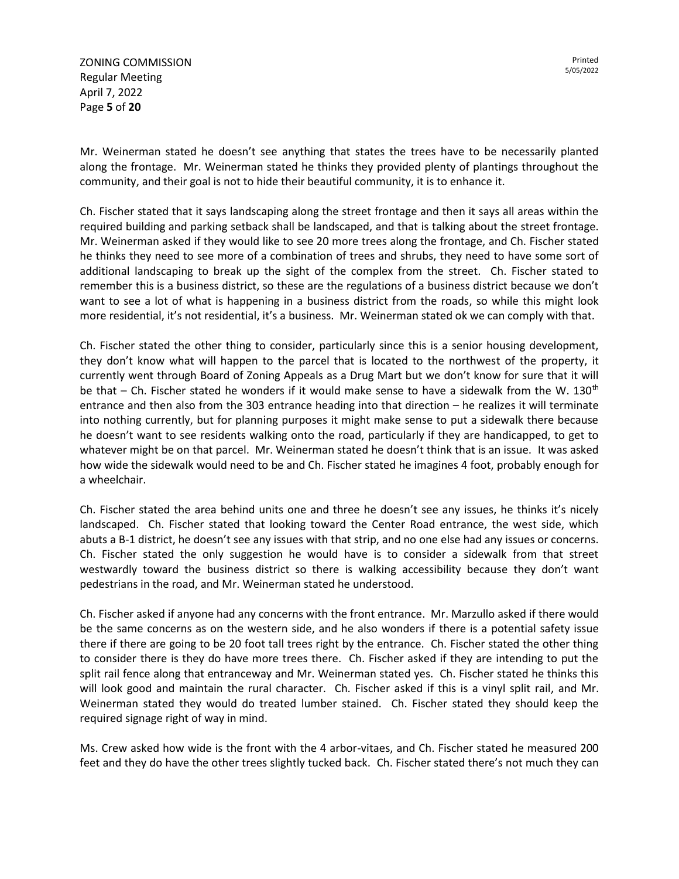Mr. Weinerman stated he doesn't see anything that states the trees have to be necessarily planted along the frontage. Mr. Weinerman stated he thinks they provided plenty of plantings throughout the community, and their goal is not to hide their beautiful community, it is to enhance it.

Ch. Fischer stated that it says landscaping along the street frontage and then it says all areas within the required building and parking setback shall be landscaped, and that is talking about the street frontage. Mr. Weinerman asked if they would like to see 20 more trees along the frontage, and Ch. Fischer stated he thinks they need to see more of a combination of trees and shrubs, they need to have some sort of additional landscaping to break up the sight of the complex from the street. Ch. Fischer stated to remember this is a business district, so these are the regulations of a business district because we don't want to see a lot of what is happening in a business district from the roads, so while this might look more residential, it's not residential, it's a business. Mr. Weinerman stated ok we can comply with that.

Ch. Fischer stated the other thing to consider, particularly since this is a senior housing development, they don't know what will happen to the parcel that is located to the northwest of the property, it currently went through Board of Zoning Appeals as a Drug Mart but we don't know for sure that it will be that – Ch. Fischer stated he wonders if it would make sense to have a sidewalk from the W. 130th entrance and then also from the 303 entrance heading into that direction – he realizes it will terminate into nothing currently, but for planning purposes it might make sense to put a sidewalk there because he doesn't want to see residents walking onto the road, particularly if they are handicapped, to get to whatever might be on that parcel. Mr. Weinerman stated he doesn't think that is an issue. It was asked how wide the sidewalk would need to be and Ch. Fischer stated he imagines 4 foot, probably enough for a wheelchair.

Ch. Fischer stated the area behind units one and three he doesn't see any issues, he thinks it's nicely landscaped. Ch. Fischer stated that looking toward the Center Road entrance, the west side, which abuts a B-1 district, he doesn't see any issues with that strip, and no one else had any issues or concerns. Ch. Fischer stated the only suggestion he would have is to consider a sidewalk from that street westwardly toward the business district so there is walking accessibility because they don't want pedestrians in the road, and Mr. Weinerman stated he understood.

Ch. Fischer asked if anyone had any concerns with the front entrance. Mr. Marzullo asked if there would be the same concerns as on the western side, and he also wonders if there is a potential safety issue there if there are going to be 20 foot tall trees right by the entrance. Ch. Fischer stated the other thing to consider there is they do have more trees there. Ch. Fischer asked if they are intending to put the split rail fence along that entranceway and Mr. Weinerman stated yes. Ch. Fischer stated he thinks this will look good and maintain the rural character. Ch. Fischer asked if this is a vinyl split rail, and Mr. Weinerman stated they would do treated lumber stained. Ch. Fischer stated they should keep the required signage right of way in mind.

Ms. Crew asked how wide is the front with the 4 arbor-vitaes, and Ch. Fischer stated he measured 200 feet and they do have the other trees slightly tucked back. Ch. Fischer stated there's not much they can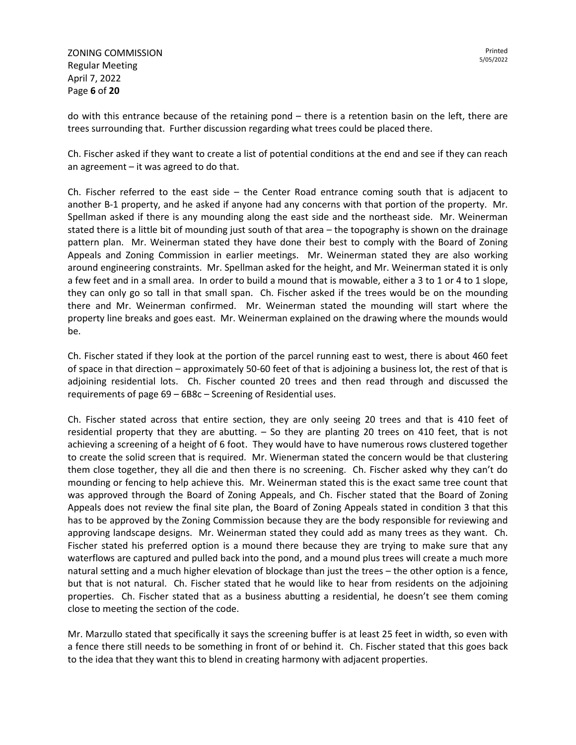do with this entrance because of the retaining pond – there is a retention basin on the left, there are trees surrounding that. Further discussion regarding what trees could be placed there.

Ch. Fischer asked if they want to create a list of potential conditions at the end and see if they can reach an agreement – it was agreed to do that.

Ch. Fischer referred to the east side – the Center Road entrance coming south that is adjacent to another B-1 property, and he asked if anyone had any concerns with that portion of the property. Mr. Spellman asked if there is any mounding along the east side and the northeast side. Mr. Weinerman stated there is a little bit of mounding just south of that area – the topography is shown on the drainage pattern plan. Mr. Weinerman stated they have done their best to comply with the Board of Zoning Appeals and Zoning Commission in earlier meetings. Mr. Weinerman stated they are also working around engineering constraints. Mr. Spellman asked for the height, and Mr. Weinerman stated it is only a few feet and in a small area. In order to build a mound that is mowable, either a 3 to 1 or 4 to 1 slope, they can only go so tall in that small span. Ch. Fischer asked if the trees would be on the mounding there and Mr. Weinerman confirmed. Mr. Weinerman stated the mounding will start where the property line breaks and goes east. Mr. Weinerman explained on the drawing where the mounds would be.

Ch. Fischer stated if they look at the portion of the parcel running east to west, there is about 460 feet of space in that direction – approximately 50-60 feet of that is adjoining a business lot, the rest of that is adjoining residential lots. Ch. Fischer counted 20 trees and then read through and discussed the requirements of page 69 – 6B8c – Screening of Residential uses.

Ch. Fischer stated across that entire section, they are only seeing 20 trees and that is 410 feet of residential property that they are abutting. – So they are planting 20 trees on 410 feet, that is not achieving a screening of a height of 6 foot. They would have to have numerous rows clustered together to create the solid screen that is required. Mr. Wienerman stated the concern would be that clustering them close together, they all die and then there is no screening. Ch. Fischer asked why they can't do mounding or fencing to help achieve this. Mr. Weinerman stated this is the exact same tree count that was approved through the Board of Zoning Appeals, and Ch. Fischer stated that the Board of Zoning Appeals does not review the final site plan, the Board of Zoning Appeals stated in condition 3 that this has to be approved by the Zoning Commission because they are the body responsible for reviewing and approving landscape designs. Mr. Weinerman stated they could add as many trees as they want. Ch. Fischer stated his preferred option is a mound there because they are trying to make sure that any waterflows are captured and pulled back into the pond, and a mound plus trees will create a much more natural setting and a much higher elevation of blockage than just the trees – the other option is a fence, but that is not natural. Ch. Fischer stated that he would like to hear from residents on the adjoining properties. Ch. Fischer stated that as a business abutting a residential, he doesn't see them coming close to meeting the section of the code.

Mr. Marzullo stated that specifically it says the screening buffer is at least 25 feet in width, so even with a fence there still needs to be something in front of or behind it. Ch. Fischer stated that this goes back to the idea that they want this to blend in creating harmony with adjacent properties.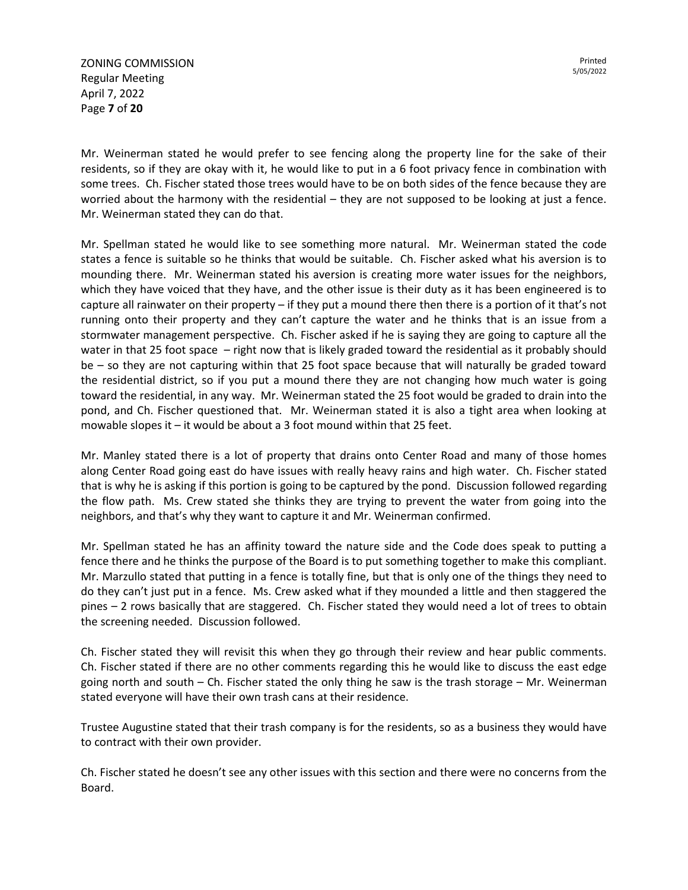Mr. Weinerman stated he would prefer to see fencing along the property line for the sake of their residents, so if they are okay with it, he would like to put in a 6 foot privacy fence in combination with some trees. Ch. Fischer stated those trees would have to be on both sides of the fence because they are worried about the harmony with the residential – they are not supposed to be looking at just a fence. Mr. Weinerman stated they can do that.

Mr. Spellman stated he would like to see something more natural. Mr. Weinerman stated the code states a fence is suitable so he thinks that would be suitable. Ch. Fischer asked what his aversion is to mounding there. Mr. Weinerman stated his aversion is creating more water issues for the neighbors, which they have voiced that they have, and the other issue is their duty as it has been engineered is to capture all rainwater on their property – if they put a mound there then there is a portion of it that's not running onto their property and they can't capture the water and he thinks that is an issue from a stormwater management perspective. Ch. Fischer asked if he is saying they are going to capture all the water in that 25 foot space – right now that is likely graded toward the residential as it probably should be – so they are not capturing within that 25 foot space because that will naturally be graded toward the residential district, so if you put a mound there they are not changing how much water is going toward the residential, in any way. Mr. Weinerman stated the 25 foot would be graded to drain into the pond, and Ch. Fischer questioned that. Mr. Weinerman stated it is also a tight area when looking at mowable slopes it – it would be about a 3 foot mound within that 25 feet.

Mr. Manley stated there is a lot of property that drains onto Center Road and many of those homes along Center Road going east do have issues with really heavy rains and high water. Ch. Fischer stated that is why he is asking if this portion is going to be captured by the pond. Discussion followed regarding the flow path. Ms. Crew stated she thinks they are trying to prevent the water from going into the neighbors, and that's why they want to capture it and Mr. Weinerman confirmed.

Mr. Spellman stated he has an affinity toward the nature side and the Code does speak to putting a fence there and he thinks the purpose of the Board is to put something together to make this compliant. Mr. Marzullo stated that putting in a fence is totally fine, but that is only one of the things they need to do they can't just put in a fence. Ms. Crew asked what if they mounded a little and then staggered the pines – 2 rows basically that are staggered. Ch. Fischer stated they would need a lot of trees to obtain the screening needed. Discussion followed.

Ch. Fischer stated they will revisit this when they go through their review and hear public comments. Ch. Fischer stated if there are no other comments regarding this he would like to discuss the east edge going north and south – Ch. Fischer stated the only thing he saw is the trash storage – Mr. Weinerman stated everyone will have their own trash cans at their residence.

Trustee Augustine stated that their trash company is for the residents, so as a business they would have to contract with their own provider.

Ch. Fischer stated he doesn't see any other issues with this section and there were no concerns from the Board.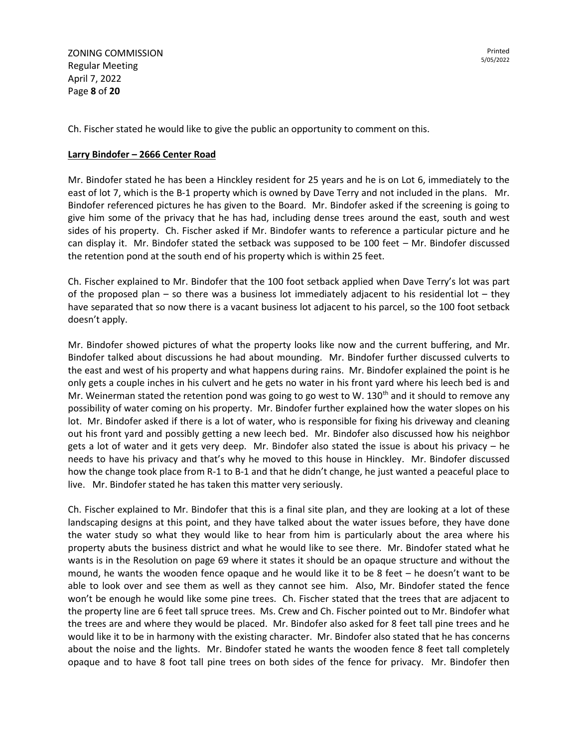Ch. Fischer stated he would like to give the public an opportunity to comment on this.

**Larry Bindofer – 2666 Center Road**

Mr. Bindofer stated he has been a Hinckley resident for 25 years and he is on Lot 6, immediately to the east of lot 7, which is the B-1 property which is owned by Dave Terry and not included in the plans. Mr. Bindofer referenced pictures he has given to the Board. Mr. Bindofer asked if the screening is going to give him some of the privacy that he has had, including dense trees around the east, south and west sides of his property. Ch. Fischer asked if Mr. Bindofer wants to reference a particular picture and he can display it. Mr. Bindofer stated the setback was supposed to be 100 feet – Mr. Bindofer discussed the retention pond at the south end of his property which is within 25 feet.

Ch. Fischer explained to Mr. Bindofer that the 100 foot setback applied when Dave Terry's lot was part of the proposed plan – so there was a business lot immediately adjacent to his residential lot – they have separated that so now there is a vacant business lot adjacent to his parcel, so the 100 foot setback doesn't apply.

Mr. Bindofer showed pictures of what the property looks like now and the current buffering, and Mr. Bindofer talked about discussions he had about mounding. Mr. Bindofer further discussed culverts to the east and west of his property and what happens during rains. Mr. Bindofer explained the point is he only gets a couple inches in his culvert and he gets no water in his front yard where his leech bed is and Mr. Weinerman stated the retention pond was going to go west to W. 130th and it should to remove any possibility of water coming on his property. Mr. Bindofer further explained how the water slopes on his lot. Mr. Bindofer asked if there is a lot of water, who is responsible for fixing his driveway and cleaning out his front yard and possibly getting a new leech bed. Mr. Bindofer also discussed how his neighbor gets a lot of water and it gets very deep. Mr. Bindofer also stated the issue is about his privacy – he needs to have his privacy and that's why he moved to this house in Hinckley. Mr. Bindofer discussed how the change took place from R-1 to B-1 and that he didn't change, he just wanted a peaceful place to live. Mr. Bindofer stated he has taken this matter very seriously.

Ch. Fischer explained to Mr. Bindofer that this is a final site plan, and they are looking at a lot of these landscaping designs at this point, and they have talked about the water issues before, they have done the water study so what they would like to hear from him is particularly about the area where his property abuts the business district and what he would like to see there. Mr. Bindofer stated what he wants is in the Resolution on page 69 where it states it should be an opaque structure and without the mound, he wants the wooden fence opaque and he would like it to be 8 feet – he doesn't want to be able to look over and see them as well as they cannot see him. Also, Mr. Bindofer stated the fence won't be enough he would like some pine trees. Ch. Fischer stated that the trees that are adjacent to the property line are 6 feet tall spruce trees. Ms. Crew and Ch. Fischer pointed out to Mr. Bindofer what the trees are and where they would be placed. Mr. Bindofer also asked for 8 feet tall pine trees and he would like it to be in harmony with the existing character. Mr. Bindofer also stated that he has concerns about the noise and the lights. Mr. Bindofer stated he wants the wooden fence 8 feet tall completely opaque and to have 8 foot tall pine trees on both sides of the fence for privacy. Mr. Bindofer then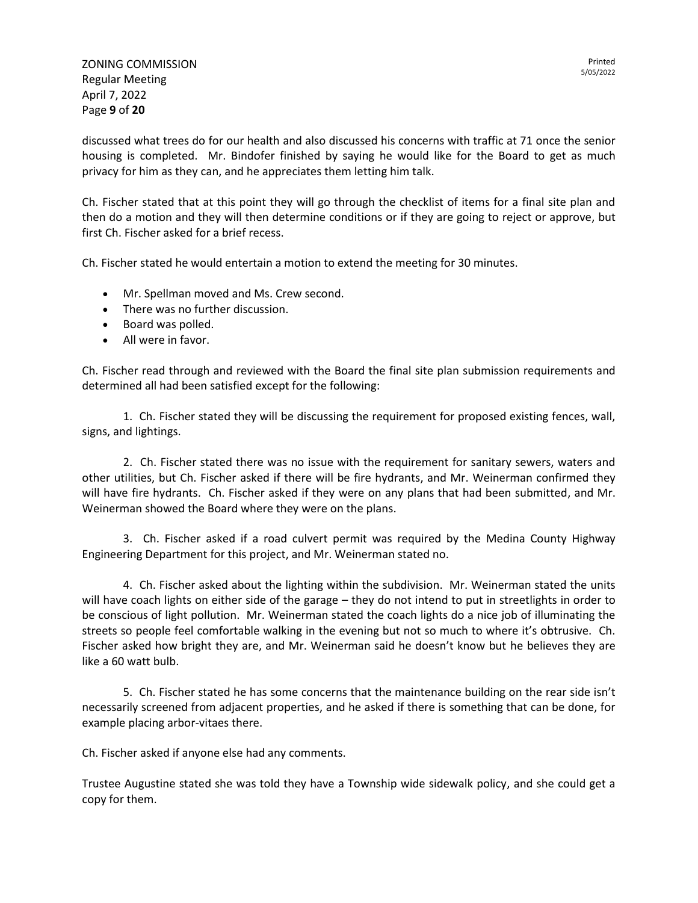discussed what trees do for our health and also discussed his concerns with traffic at 71 once the senior housing is completed. Mr. Bindofer finished by saying he would like for the Board to get as much privacy for him as they can, and he appreciates them letting him talk.

Ch. Fischer stated that at this point they will go through the checklist of items for a final site plan and then do a motion and they will then determine conditions or if they are going to reject or approve, but first Ch. Fischer asked for a brief recess.

Ch. Fischer stated he would entertain a motion to extend the meeting for 30 minutes.

- Mr. Spellman moved and Ms. Crew second.
- There was no further discussion.
- Board was polled.
- All were in favor.

Ch. Fischer read through and reviewed with the Board the final site plan submission requirements and determined all had been satisfied except for the following:

1. Ch. Fischer stated they will be discussing the requirement for proposed existing fences, wall, signs, and lightings.

2. Ch. Fischer stated there was no issue with the requirement for sanitary sewers, waters and other utilities, but Ch. Fischer asked if there will be fire hydrants, and Mr. Weinerman confirmed they will have fire hydrants. Ch. Fischer asked if they were on any plans that had been submitted, and Mr. Weinerman showed the Board where they were on the plans.

3. Ch. Fischer asked if a road culvert permit was required by the Medina County Highway Engineering Department for this project, and Mr. Weinerman stated no.

4. Ch. Fischer asked about the lighting within the subdivision. Mr. Weinerman stated the units will have coach lights on either side of the garage – they do not intend to put in streetlights in order to be conscious of light pollution. Mr. Weinerman stated the coach lights do a nice job of illuminating the streets so people feel comfortable walking in the evening but not so much to where it's obtrusive. Ch. Fischer asked how bright they are, and Mr. Weinerman said he doesn't know but he believes they are like a 60 watt bulb.

5. Ch. Fischer stated he has some concerns that the maintenance building on the rear side isn't necessarily screened from adjacent properties, and he asked if there is something that can be done, for example placing arbor-vitaes there.

Ch. Fischer asked if anyone else had any comments.

Trustee Augustine stated she was told they have a Township wide sidewalk policy, and she could get a copy for them.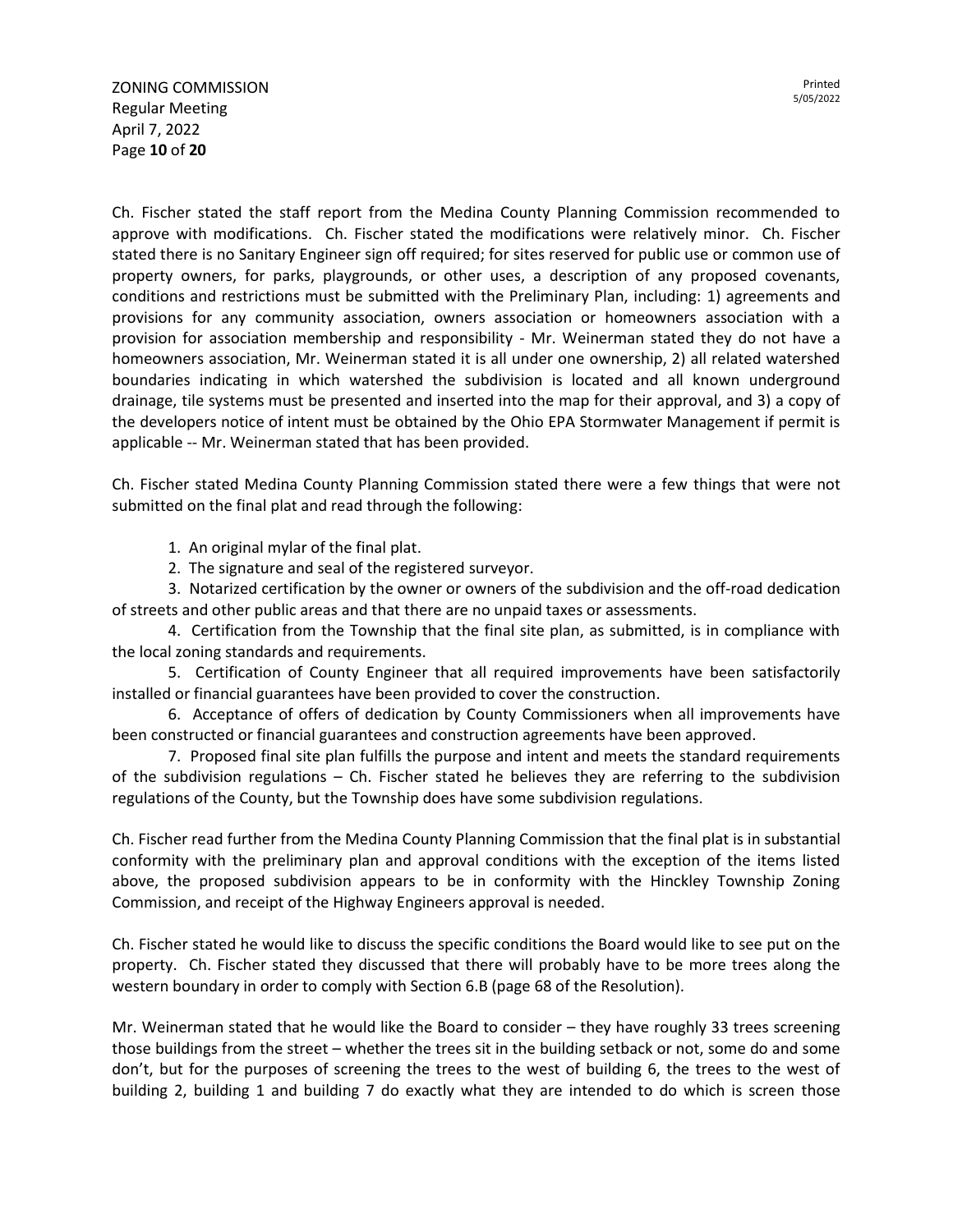Ch. Fischer stated the staff report from the Medina County Planning Commission recommended to approve with modifications. Ch. Fischer stated the modifications were relatively minor. Ch. Fischer stated there is no Sanitary Engineer sign off required; for sites reserved for public use or common use of property owners, for parks, playgrounds, or other uses, a description of any proposed covenants, conditions and restrictions must be submitted with the Preliminary Plan, including: 1) agreements and provisions for any community association, owners association or homeowners association with a provision for association membership and responsibility - Mr. Weinerman stated they do not have a homeowners association, Mr. Weinerman stated it is all under one ownership, 2) all related watershed boundaries indicating in which watershed the subdivision is located and all known underground drainage, tile systems must be presented and inserted into the map for their approval, and 3) a copy of the developers notice of intent must be obtained by the Ohio EPA Stormwater Management if permit is applicable -- Mr. Weinerman stated that has been provided.

Ch. Fischer stated Medina County Planning Commission stated there were a few things that were not submitted on the final plat and read through the following:

1. An original mylar of the final plat.
2. The signature and seal of the registered surveyor.
3. Notarized certification by the owner or owners of the subdivision and the off-road dedication of streets and other public areas and that there are no unpaid taxes or assessments.
4. Certification from the Township that the final site plan, as submitted, is in compliance with the local zoning standards and requirements.
5. Certification of County Engineer that all required improvements have been satisfactorily installed or financial guarantees have been provided to cover the construction.
6. Acceptance of offers of dedication by County Commissioners when all improvements have been constructed or financial guarantees and construction agreements have been approved.
7. Proposed final site plan fulfills the purpose and intent and meets the standard requirements of the subdivision regulations – Ch. Fischer stated he believes they are referring to the subdivision regulations of the County, but the Township does have some subdivision regulations.

Ch. Fischer read further from the Medina County Planning Commission that the final plat is in substantial conformity with the preliminary plan and approval conditions with the exception of the items listed above, the proposed subdivision appears to be in conformity with the Hinckley Township Zoning Commission, and receipt of the Highway Engineers approval is needed.

Ch. Fischer stated he would like to discuss the specific conditions the Board would like to see put on the property. Ch. Fischer stated they discussed that there will probably have to be more trees along the western boundary in order to comply with Section 6.B (page 68 of the Resolution).

Mr. Weinerman stated that he would like the Board to consider – they have roughly 33 trees screening those buildings from the street – whether the trees sit in the building setback or not, some do and some don't, but for the purposes of screening the trees to the west of building 6, the trees to the west of building 2, building 1 and building 7 do exactly what they are intended to do which is screen those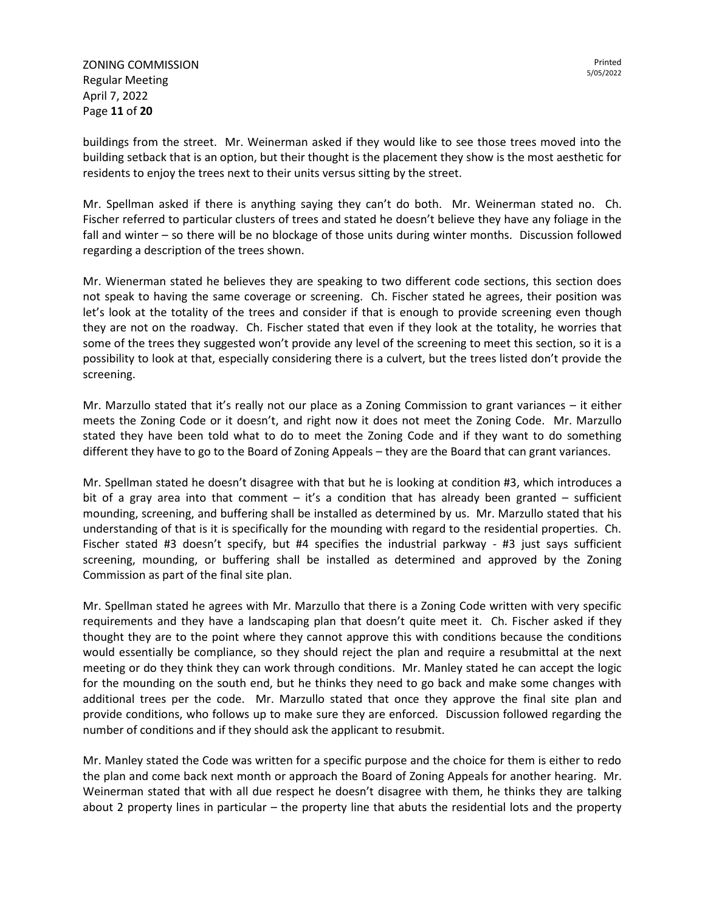buildings from the street. Mr. Weinerman asked if they would like to see those trees moved into the building setback that is an option, but their thought is the placement they show is the most aesthetic for residents to enjoy the trees next to their units versus sitting by the street.

Mr. Spellman asked if there is anything saying they can't do both. Mr. Weinerman stated no. Ch. Fischer referred to particular clusters of trees and stated he doesn't believe they have any foliage in the fall and winter – so there will be no blockage of those units during winter months. Discussion followed regarding a description of the trees shown.

Mr. Wienerman stated he believes they are speaking to two different code sections, this section does not speak to having the same coverage or screening. Ch. Fischer stated he agrees, their position was let's look at the totality of the trees and consider if that is enough to provide screening even though they are not on the roadway. Ch. Fischer stated that even if they look at the totality, he worries that some of the trees they suggested won't provide any level of the screening to meet this section, so it is a possibility to look at that, especially considering there is a culvert, but the trees listed don't provide the screening.

Mr. Marzullo stated that it's really not our place as a Zoning Commission to grant variances – it either meets the Zoning Code or it doesn't, and right now it does not meet the Zoning Code. Mr. Marzullo stated they have been told what to do to meet the Zoning Code and if they want to do something different they have to go to the Board of Zoning Appeals – they are the Board that can grant variances.

Mr. Spellman stated he doesn't disagree with that but he is looking at condition #3, which introduces a bit of a gray area into that comment – it's a condition that has already been granted – sufficient mounding, screening, and buffering shall be installed as determined by us. Mr. Marzullo stated that his understanding of that is it is specifically for the mounding with regard to the residential properties. Ch. Fischer stated #3 doesn't specify, but #4 specifies the industrial parkway - #3 just says sufficient screening, mounding, or buffering shall be installed as determined and approved by the Zoning Commission as part of the final site plan.

Mr. Spellman stated he agrees with Mr. Marzullo that there is a Zoning Code written with very specific requirements and they have a landscaping plan that doesn't quite meet it. Ch. Fischer asked if they thought they are to the point where they cannot approve this with conditions because the conditions would essentially be compliance, so they should reject the plan and require a resubmittal at the next meeting or do they think they can work through conditions. Mr. Manley stated he can accept the logic for the mounding on the south end, but he thinks they need to go back and make some changes with additional trees per the code. Mr. Marzullo stated that once they approve the final site plan and provide conditions, who follows up to make sure they are enforced. Discussion followed regarding the number of conditions and if they should ask the applicant to resubmit.

Mr. Manley stated the Code was written for a specific purpose and the choice for them is either to redo the plan and come back next month or approach the Board of Zoning Appeals for another hearing. Mr. Weinerman stated that with all due respect he doesn't disagree with them, he thinks they are talking about 2 property lines in particular – the property line that abuts the residential lots and the property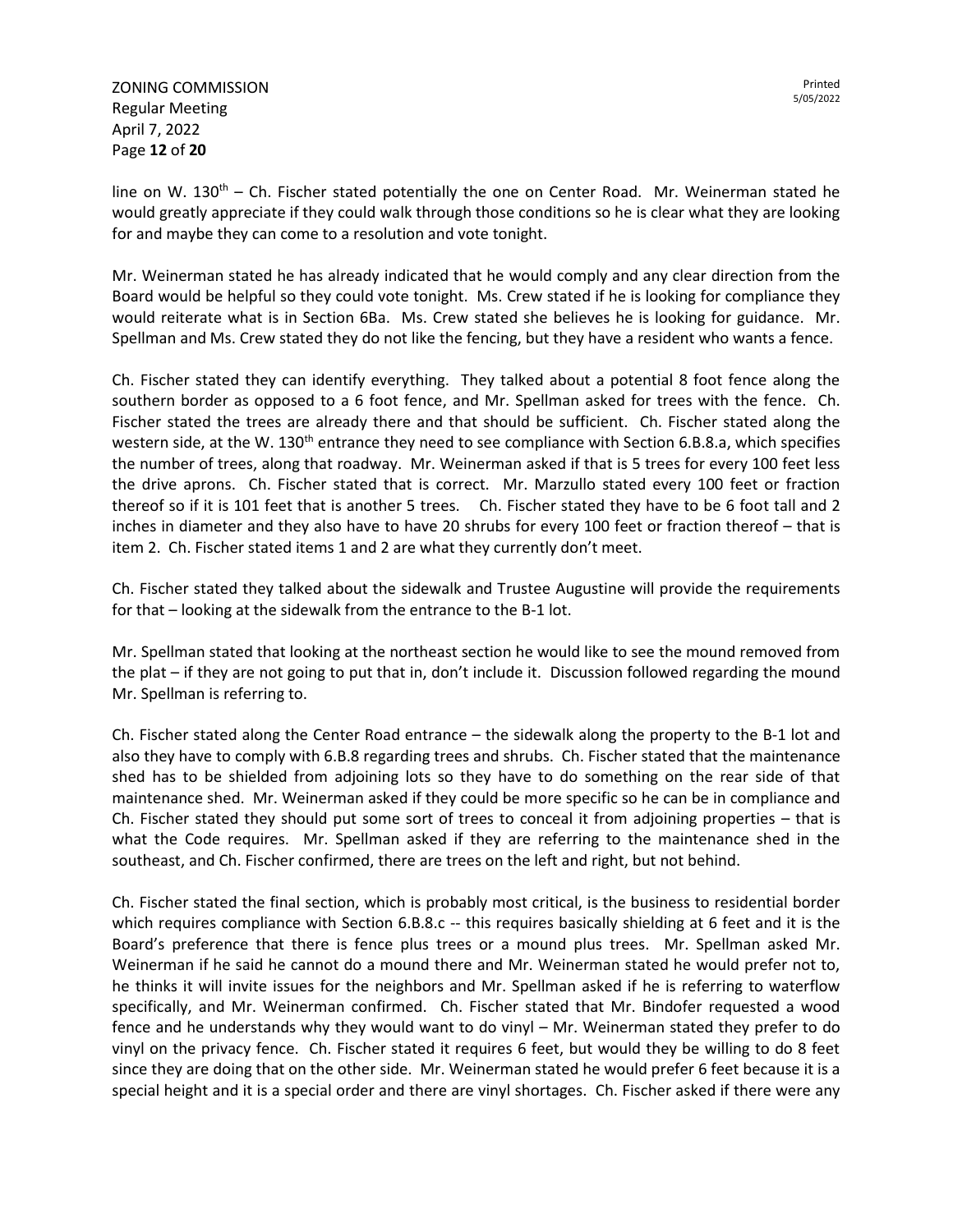line on W. 130th – Ch. Fischer stated potentially the one on Center Road. Mr. Weinerman stated he would greatly appreciate if they could walk through those conditions so he is clear what they are looking for and maybe they can come to a resolution and vote tonight.

Mr. Weinerman stated he has already indicated that he would comply and any clear direction from the Board would be helpful so they could vote tonight. Ms. Crew stated if he is looking for compliance they would reiterate what is in Section 6Ba. Ms. Crew stated she believes he is looking for guidance. Mr. Spellman and Ms. Crew stated they do not like the fencing, but they have a resident who wants a fence.

Ch. Fischer stated they can identify everything. They talked about a potential 8 foot fence along the southern border as opposed to a 6 foot fence, and Mr. Spellman asked for trees with the fence. Ch. Fischer stated the trees are already there and that should be sufficient. Ch. Fischer stated along the western side, at the W. 130th entrance they need to see compliance with Section 6.B.8.a, which specifies the number of trees, along that roadway. Mr. Weinerman asked if that is 5 trees for every 100 feet less the drive aprons. Ch. Fischer stated that is correct. Mr. Marzullo stated every 100 feet or fraction thereof so if it is 101 feet that is another 5 trees. Ch. Fischer stated they have to be 6 foot tall and 2 inches in diameter and they also have to have 20 shrubs for every 100 feet or fraction thereof – that is item 2. Ch. Fischer stated items 1 and 2 are what they currently don't meet.

Ch. Fischer stated they talked about the sidewalk and Trustee Augustine will provide the requirements for that – looking at the sidewalk from the entrance to the B-1 lot.

Mr. Spellman stated that looking at the northeast section he would like to see the mound removed from the plat – if they are not going to put that in, don't include it. Discussion followed regarding the mound Mr. Spellman is referring to.

Ch. Fischer stated along the Center Road entrance – the sidewalk along the property to the B-1 lot and also they have to comply with 6.B.8 regarding trees and shrubs. Ch. Fischer stated that the maintenance shed has to be shielded from adjoining lots so they have to do something on the rear side of that maintenance shed. Mr. Weinerman asked if they could be more specific so he can be in compliance and Ch. Fischer stated they should put some sort of trees to conceal it from adjoining properties – that is what the Code requires. Mr. Spellman asked if they are referring to the maintenance shed in the southeast, and Ch. Fischer confirmed, there are trees on the left and right, but not behind.

Ch. Fischer stated the final section, which is probably most critical, is the business to residential border which requires compliance with Section 6.B.8.c -- this requires basically shielding at 6 feet and it is the Board's preference that there is fence plus trees or a mound plus trees. Mr. Spellman asked Mr. Weinerman if he said he cannot do a mound there and Mr. Weinerman stated he would prefer not to, he thinks it will invite issues for the neighbors and Mr. Spellman asked if he is referring to waterflow specifically, and Mr. Weinerman confirmed. Ch. Fischer stated that Mr. Bindofer requested a wood fence and he understands why they would want to do vinyl – Mr. Weinerman stated they prefer to do vinyl on the privacy fence. Ch. Fischer stated it requires 6 feet, but would they be willing to do 8 feet since they are doing that on the other side. Mr. Weinerman stated he would prefer 6 feet because it is a special height and it is a special order and there are vinyl shortages. Ch. Fischer asked if there were any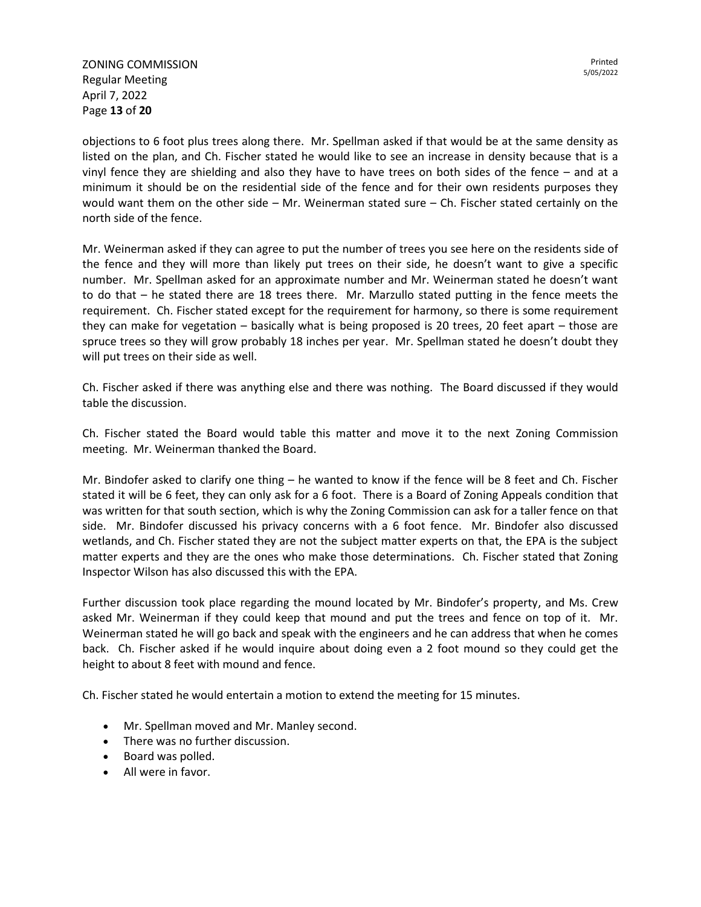objections to 6 foot plus trees along there. Mr. Spellman asked if that would be at the same density as listed on the plan, and Ch. Fischer stated he would like to see an increase in density because that is a vinyl fence they are shielding and also they have to have trees on both sides of the fence – and at a minimum it should be on the residential side of the fence and for their own residents purposes they would want them on the other side – Mr. Weinerman stated sure – Ch. Fischer stated certainly on the north side of the fence.

Mr. Weinerman asked if they can agree to put the number of trees you see here on the residents side of the fence and they will more than likely put trees on their side, he doesn't want to give a specific number. Mr. Spellman asked for an approximate number and Mr. Weinerman stated he doesn't want to do that – he stated there are 18 trees there. Mr. Marzullo stated putting in the fence meets the requirement. Ch. Fischer stated except for the requirement for harmony, so there is some requirement they can make for vegetation – basically what is being proposed is 20 trees, 20 feet apart – those are spruce trees so they will grow probably 18 inches per year. Mr. Spellman stated he doesn't doubt they will put trees on their side as well.

Ch. Fischer asked if there was anything else and there was nothing. The Board discussed if they would table the discussion.

Ch. Fischer stated the Board would table this matter and move it to the next Zoning Commission meeting. Mr. Weinerman thanked the Board.

Mr. Bindofer asked to clarify one thing – he wanted to know if the fence will be 8 feet and Ch. Fischer stated it will be 6 feet, they can only ask for a 6 foot. There is a Board of Zoning Appeals condition that was written for that south section, which is why the Zoning Commission can ask for a taller fence on that side. Mr. Bindofer discussed his privacy concerns with a 6 foot fence. Mr. Bindofer also discussed wetlands, and Ch. Fischer stated they are not the subject matter experts on that, the EPA is the subject matter experts and they are the ones who make those determinations. Ch. Fischer stated that Zoning Inspector Wilson has also discussed this with the EPA.

Further discussion took place regarding the mound located by Mr. Bindofer's property, and Ms. Crew asked Mr. Weinerman if they could keep that mound and put the trees and fence on top of it. Mr. Weinerman stated he will go back and speak with the engineers and he can address that when he comes back. Ch. Fischer asked if he would inquire about doing even a 2 foot mound so they could get the height to about 8 feet with mound and fence.

Ch. Fischer stated he would entertain a motion to extend the meeting for 15 minutes.

- Mr. Spellman moved and Mr. Manley second.
- There was no further discussion.
- Board was polled.
- All were in favor.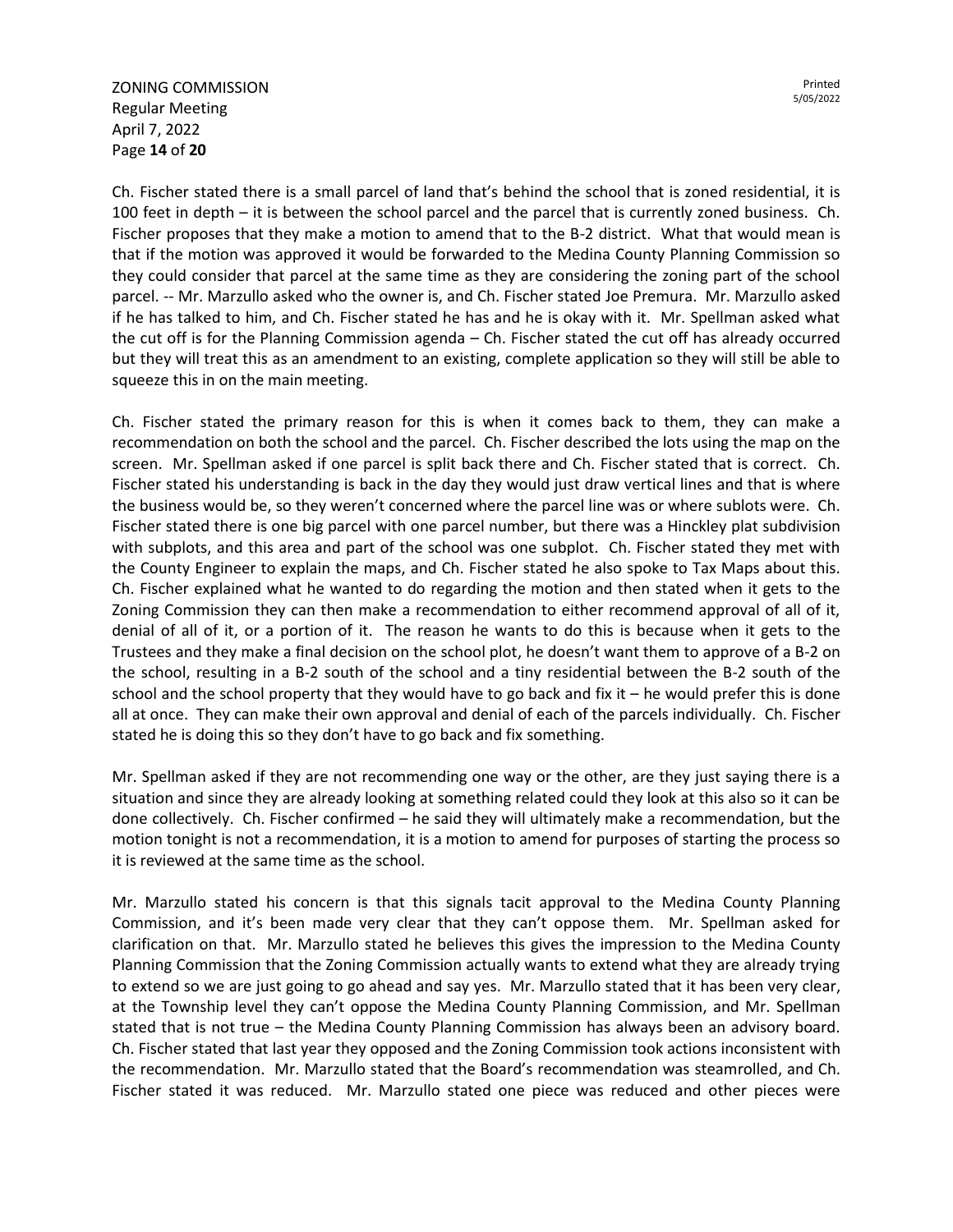Ch. Fischer stated there is a small parcel of land that's behind the school that is zoned residential, it is 100 feet in depth – it is between the school parcel and the parcel that is currently zoned business. Ch. Fischer proposes that they make a motion to amend that to the B-2 district. What that would mean is that if the motion was approved it would be forwarded to the Medina County Planning Commission so they could consider that parcel at the same time as they are considering the zoning part of the school parcel. -- Mr. Marzullo asked who the owner is, and Ch. Fischer stated Joe Premura. Mr. Marzullo asked if he has talked to him, and Ch. Fischer stated he has and he is okay with it. Mr. Spellman asked what the cut off is for the Planning Commission agenda – Ch. Fischer stated the cut off has already occurred but they will treat this as an amendment to an existing, complete application so they will still be able to squeeze this in on the main meeting.

Ch. Fischer stated the primary reason for this is when it comes back to them, they can make a recommendation on both the school and the parcel. Ch. Fischer described the lots using the map on the screen. Mr. Spellman asked if one parcel is split back there and Ch. Fischer stated that is correct. Ch. Fischer stated his understanding is back in the day they would just draw vertical lines and that is where the business would be, so they weren't concerned where the parcel line was or where sublots were. Ch. Fischer stated there is one big parcel with one parcel number, but there was a Hinckley plat subdivision with subplots, and this area and part of the school was one subplot. Ch. Fischer stated they met with the County Engineer to explain the maps, and Ch. Fischer stated he also spoke to Tax Maps about this. Ch. Fischer explained what he wanted to do regarding the motion and then stated when it gets to the Zoning Commission they can then make a recommendation to either recommend approval of all of it, denial of all of it, or a portion of it. The reason he wants to do this is because when it gets to the Trustees and they make a final decision on the school plot, he doesn't want them to approve of a B-2 on the school, resulting in a B-2 south of the school and a tiny residential between the B-2 south of the school and the school property that they would have to go back and fix it – he would prefer this is done all at once. They can make their own approval and denial of each of the parcels individually. Ch. Fischer stated he is doing this so they don't have to go back and fix something.

Mr. Spellman asked if they are not recommending one way or the other, are they just saying there is a situation and since they are already looking at something related could they look at this also so it can be done collectively. Ch. Fischer confirmed – he said they will ultimately make a recommendation, but the motion tonight is not a recommendation, it is a motion to amend for purposes of starting the process so it is reviewed at the same time as the school.

Mr. Marzullo stated his concern is that this signals tacit approval to the Medina County Planning Commission, and it's been made very clear that they can't oppose them. Mr. Spellman asked for clarification on that. Mr. Marzullo stated he believes this gives the impression to the Medina County Planning Commission that the Zoning Commission actually wants to extend what they are already trying to extend so we are just going to go ahead and say yes. Mr. Marzullo stated that it has been very clear, at the Township level they can't oppose the Medina County Planning Commission, and Mr. Spellman stated that is not true – the Medina County Planning Commission has always been an advisory board. Ch. Fischer stated that last year they opposed and the Zoning Commission took actions inconsistent with the recommendation. Mr. Marzullo stated that the Board's recommendation was steamrolled, and Ch. Fischer stated it was reduced. Mr. Marzullo stated one piece was reduced and other pieces were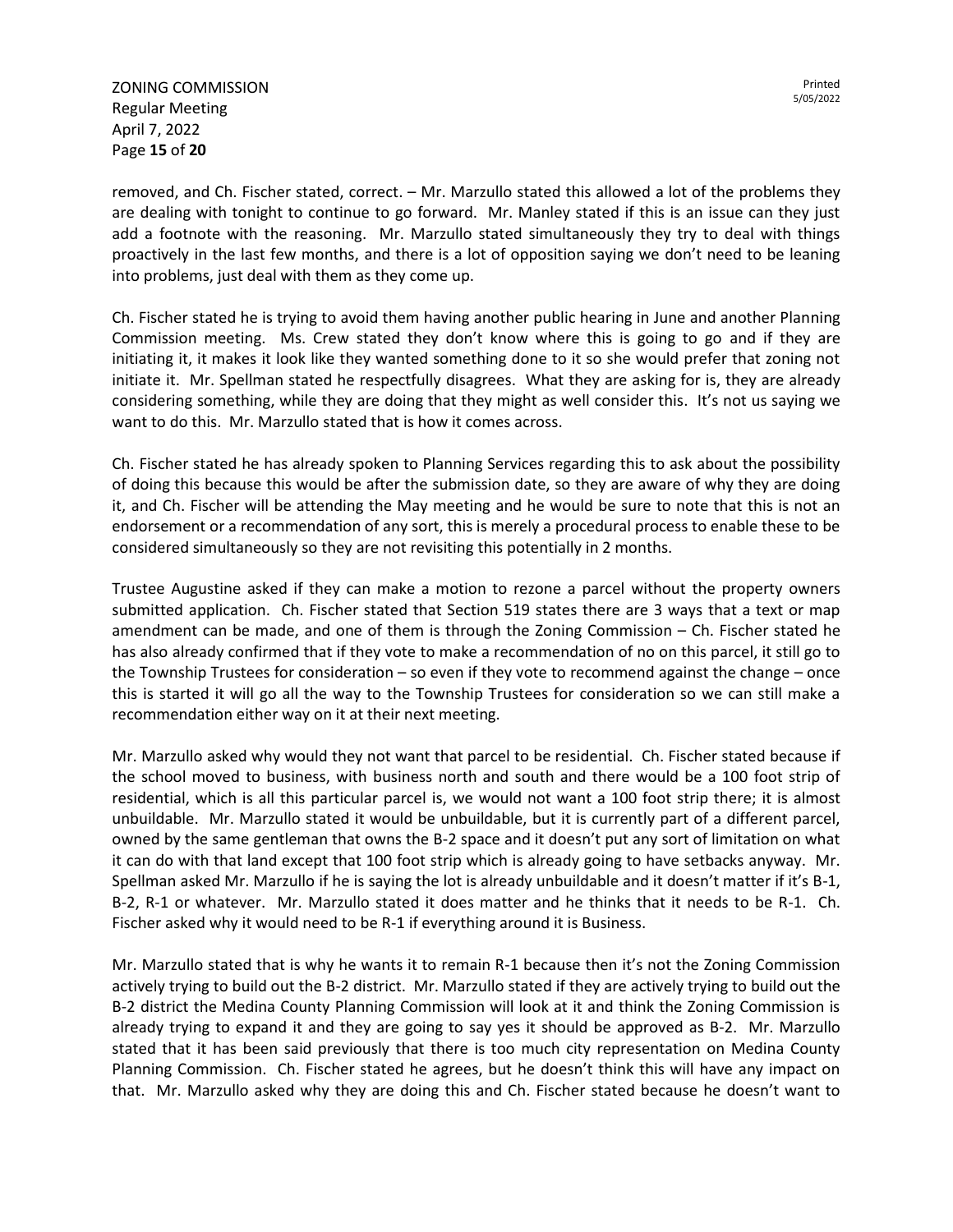removed, and Ch. Fischer stated, correct. – Mr. Marzullo stated this allowed a lot of the problems they are dealing with tonight to continue to go forward. Mr. Manley stated if this is an issue can they just add a footnote with the reasoning. Mr. Marzullo stated simultaneously they try to deal with things proactively in the last few months, and there is a lot of opposition saying we don't need to be leaning into problems, just deal with them as they come up.

Ch. Fischer stated he is trying to avoid them having another public hearing in June and another Planning Commission meeting. Ms. Crew stated they don't know where this is going to go and if they are initiating it, it makes it look like they wanted something done to it so she would prefer that zoning not initiate it. Mr. Spellman stated he respectfully disagrees. What they are asking for is, they are already considering something, while they are doing that they might as well consider this. It's not us saying we want to do this. Mr. Marzullo stated that is how it comes across.

Ch. Fischer stated he has already spoken to Planning Services regarding this to ask about the possibility of doing this because this would be after the submission date, so they are aware of why they are doing it, and Ch. Fischer will be attending the May meeting and he would be sure to note that this is not an endorsement or a recommendation of any sort, this is merely a procedural process to enable these to be considered simultaneously so they are not revisiting this potentially in 2 months.

Trustee Augustine asked if they can make a motion to rezone a parcel without the property owners submitted application. Ch. Fischer stated that Section 519 states there are 3 ways that a text or map amendment can be made, and one of them is through the Zoning Commission – Ch. Fischer stated he has also already confirmed that if they vote to make a recommendation of no on this parcel, it still go to the Township Trustees for consideration – so even if they vote to recommend against the change – once this is started it will go all the way to the Township Trustees for consideration so we can still make a recommendation either way on it at their next meeting.

Mr. Marzullo asked why would they not want that parcel to be residential. Ch. Fischer stated because if the school moved to business, with business north and south and there would be a 100 foot strip of residential, which is all this particular parcel is, we would not want a 100 foot strip there; it is almost unbuildable. Mr. Marzullo stated it would be unbuildable, but it is currently part of a different parcel, owned by the same gentleman that owns the B-2 space and it doesn't put any sort of limitation on what it can do with that land except that 100 foot strip which is already going to have setbacks anyway. Mr. Spellman asked Mr. Marzullo if he is saying the lot is already unbuildable and it doesn't matter if it's B-1, B-2, R-1 or whatever. Mr. Marzullo stated it does matter and he thinks that it needs to be R-1. Ch. Fischer asked why it would need to be R-1 if everything around it is Business.

Mr. Marzullo stated that is why he wants it to remain R-1 because then it's not the Zoning Commission actively trying to build out the B-2 district. Mr. Marzullo stated if they are actively trying to build out the B-2 district the Medina County Planning Commission will look at it and think the Zoning Commission is already trying to expand it and they are going to say yes it should be approved as B-2. Mr. Marzullo stated that it has been said previously that there is too much city representation on Medina County Planning Commission. Ch. Fischer stated he agrees, but he doesn't think this will have any impact on that. Mr. Marzullo asked why they are doing this and Ch. Fischer stated because he doesn't want to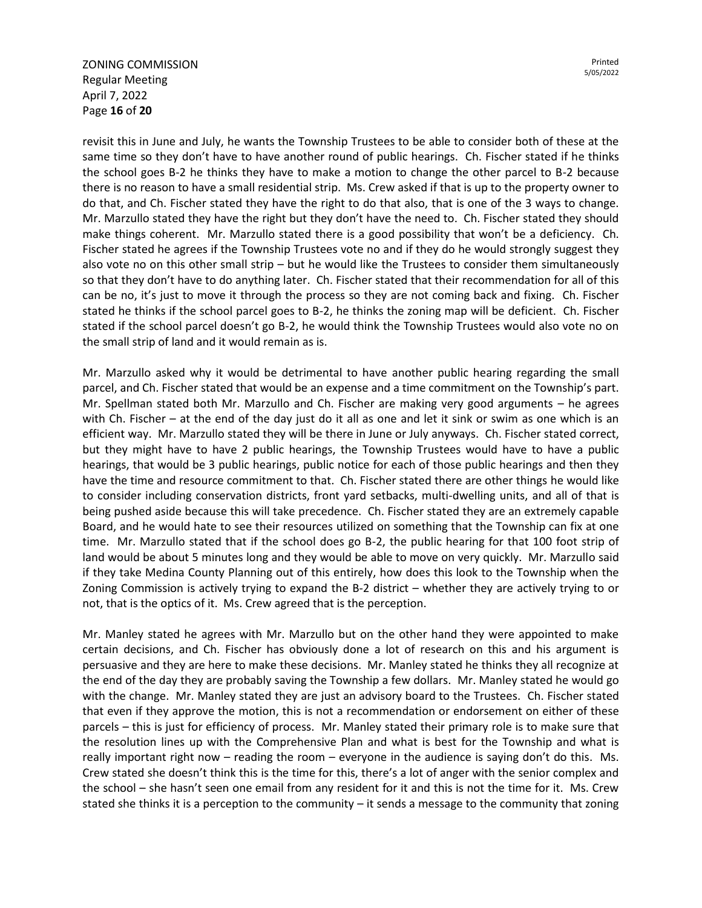revisit this in June and July, he wants the Township Trustees to be able to consider both of these at the same time so they don't have to have another round of public hearings. Ch. Fischer stated if he thinks the school goes B-2 he thinks they have to make a motion to change the other parcel to B-2 because there is no reason to have a small residential strip. Ms. Crew asked if that is up to the property owner to do that, and Ch. Fischer stated they have the right to do that also, that is one of the 3 ways to change. Mr. Marzullo stated they have the right but they don't have the need to. Ch. Fischer stated they should make things coherent. Mr. Marzullo stated there is a good possibility that won't be a deficiency. Ch. Fischer stated he agrees if the Township Trustees vote no and if they do he would strongly suggest they also vote no on this other small strip – but he would like the Trustees to consider them simultaneously so that they don't have to do anything later. Ch. Fischer stated that their recommendation for all of this can be no, it's just to move it through the process so they are not coming back and fixing. Ch. Fischer stated he thinks if the school parcel goes to B-2, he thinks the zoning map will be deficient. Ch. Fischer stated if the school parcel doesn't go B-2, he would think the Township Trustees would also vote no on the small strip of land and it would remain as is.

Mr. Marzullo asked why it would be detrimental to have another public hearing regarding the small parcel, and Ch. Fischer stated that would be an expense and a time commitment on the Township's part. Mr. Spellman stated both Mr. Marzullo and Ch. Fischer are making very good arguments – he agrees with Ch. Fischer – at the end of the day just do it all as one and let it sink or swim as one which is an efficient way. Mr. Marzullo stated they will be there in June or July anyways. Ch. Fischer stated correct, but they might have to have 2 public hearings, the Township Trustees would have to have a public hearings, that would be 3 public hearings, public notice for each of those public hearings and then they have the time and resource commitment to that. Ch. Fischer stated there are other things he would like to consider including conservation districts, front yard setbacks, multi-dwelling units, and all of that is being pushed aside because this will take precedence. Ch. Fischer stated they are an extremely capable Board, and he would hate to see their resources utilized on something that the Township can fix at one time. Mr. Marzullo stated that if the school does go B-2, the public hearing for that 100 foot strip of land would be about 5 minutes long and they would be able to move on very quickly. Mr. Marzullo said if they take Medina County Planning out of this entirely, how does this look to the Township when the Zoning Commission is actively trying to expand the B-2 district – whether they are actively trying to or not, that is the optics of it. Ms. Crew agreed that is the perception.

Mr. Manley stated he agrees with Mr. Marzullo but on the other hand they were appointed to make certain decisions, and Ch. Fischer has obviously done a lot of research on this and his argument is persuasive and they are here to make these decisions. Mr. Manley stated he thinks they all recognize at the end of the day they are probably saving the Township a few dollars. Mr. Manley stated he would go with the change. Mr. Manley stated they are just an advisory board to the Trustees. Ch. Fischer stated that even if they approve the motion, this is not a recommendation or endorsement on either of these parcels – this is just for efficiency of process. Mr. Manley stated their primary role is to make sure that the resolution lines up with the Comprehensive Plan and what is best for the Township and what is really important right now – reading the room – everyone in the audience is saying don't do this. Ms. Crew stated she doesn't think this is the time for this, there's a lot of anger with the senior complex and the school – she hasn't seen one email from any resident for it and this is not the time for it. Ms. Crew stated she thinks it is a perception to the community – it sends a message to the community that zoning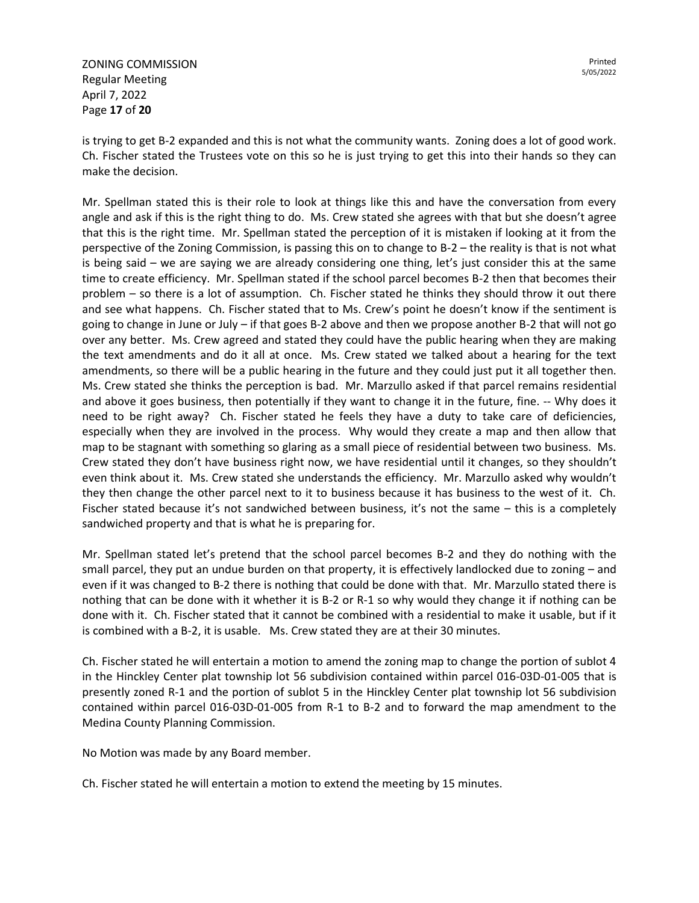is trying to get B-2 expanded and this is not what the community wants. Zoning does a lot of good work. Ch. Fischer stated the Trustees vote on this so he is just trying to get this into their hands so they can make the decision.

Mr. Spellman stated this is their role to look at things like this and have the conversation from every angle and ask if this is the right thing to do. Ms. Crew stated she agrees with that but she doesn't agree that this is the right time. Mr. Spellman stated the perception of it is mistaken if looking at it from the perspective of the Zoning Commission, is passing this on to change to B-2 – the reality is that is not what is being said – we are saying we are already considering one thing, let's just consider this at the same time to create efficiency. Mr. Spellman stated if the school parcel becomes B-2 then that becomes their problem – so there is a lot of assumption. Ch. Fischer stated he thinks they should throw it out there and see what happens. Ch. Fischer stated that to Ms. Crew's point he doesn't know if the sentiment is going to change in June or July – if that goes B-2 above and then we propose another B-2 that will not go over any better. Ms. Crew agreed and stated they could have the public hearing when they are making the text amendments and do it all at once. Ms. Crew stated we talked about a hearing for the text amendments, so there will be a public hearing in the future and they could just put it all together then. Ms. Crew stated she thinks the perception is bad. Mr. Marzullo asked if that parcel remains residential and above it goes business, then potentially if they want to change it in the future, fine. -- Why does it need to be right away? Ch. Fischer stated he feels they have a duty to take care of deficiencies, especially when they are involved in the process. Why would they create a map and then allow that map to be stagnant with something so glaring as a small piece of residential between two business. Ms. Crew stated they don't have business right now, we have residential until it changes, so they shouldn't even think about it. Ms. Crew stated she understands the efficiency. Mr. Marzullo asked why wouldn't they then change the other parcel next to it to business because it has business to the west of it. Ch. Fischer stated because it's not sandwiched between business, it's not the same – this is a completely sandwiched property and that is what he is preparing for.

Mr. Spellman stated let's pretend that the school parcel becomes B-2 and they do nothing with the small parcel, they put an undue burden on that property, it is effectively landlocked due to zoning – and even if it was changed to B-2 there is nothing that could be done with that. Mr. Marzullo stated there is nothing that can be done with it whether it is B-2 or R-1 so why would they change it if nothing can be done with it. Ch. Fischer stated that it cannot be combined with a residential to make it usable, but if it is combined with a B-2, it is usable. Ms. Crew stated they are at their 30 minutes.

Ch. Fischer stated he will entertain a motion to amend the zoning map to change the portion of sublot 4 in the Hinckley Center plat township lot 56 subdivision contained within parcel 016-03D-01-005 that is presently zoned R-1 and the portion of sublot 5 in the Hinckley Center plat township lot 56 subdivision contained within parcel 016-03D-01-005 from R-1 to B-2 and to forward the map amendment to the Medina County Planning Commission.

No Motion was made by any Board member.

Ch. Fischer stated he will entertain a motion to extend the meeting by 15 minutes.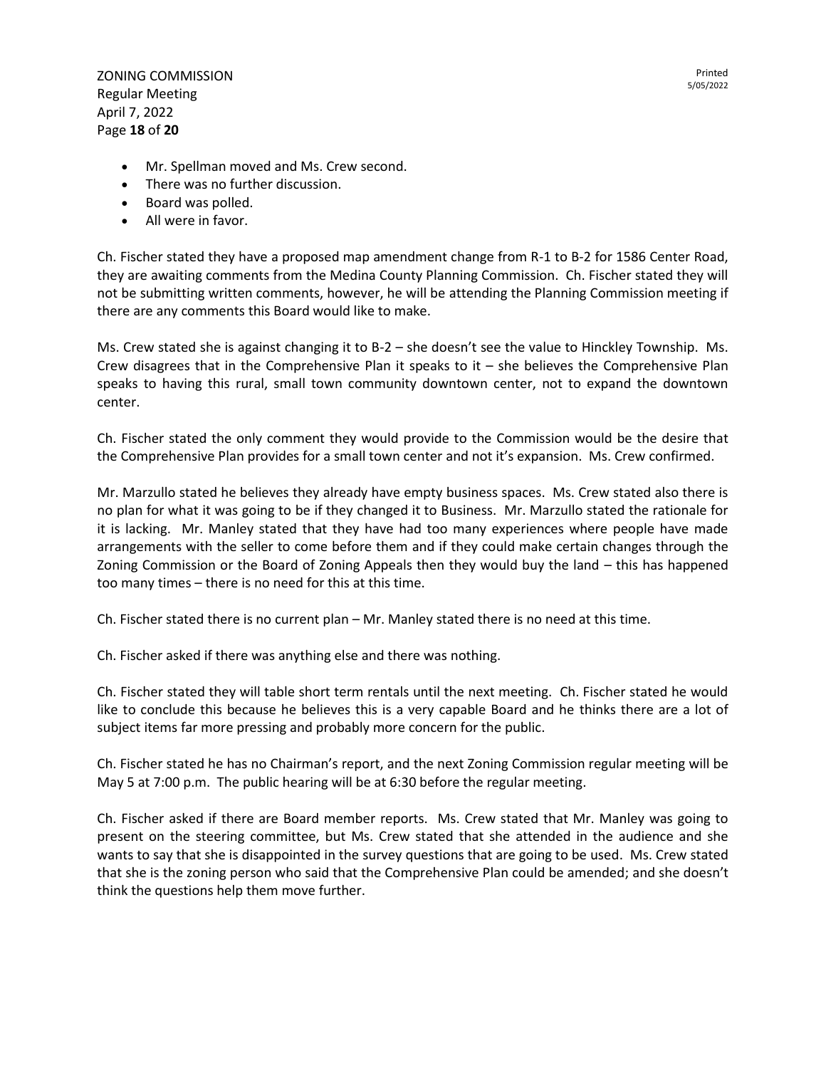- Mr. Spellman moved and Ms. Crew second.
- There was no further discussion.
- Board was polled.
- All were in favor.

Ch. Fischer stated they have a proposed map amendment change from R-1 to B-2 for 1586 Center Road, they are awaiting comments from the Medina County Planning Commission. Ch. Fischer stated they will not be submitting written comments, however, he will be attending the Planning Commission meeting if there are any comments this Board would like to make.

Ms. Crew stated she is against changing it to B-2 – she doesn't see the value to Hinckley Township. Ms. Crew disagrees that in the Comprehensive Plan it speaks to it – she believes the Comprehensive Plan speaks to having this rural, small town community downtown center, not to expand the downtown center.

Ch. Fischer stated the only comment they would provide to the Commission would be the desire that the Comprehensive Plan provides for a small town center and not it's expansion. Ms. Crew confirmed.

Mr. Marzullo stated he believes they already have empty business spaces. Ms. Crew stated also there is no plan for what it was going to be if they changed it to Business. Mr. Marzullo stated the rationale for it is lacking. Mr. Manley stated that they have had too many experiences where people have made arrangements with the seller to come before them and if they could make certain changes through the Zoning Commission or the Board of Zoning Appeals then they would buy the land – this has happened too many times – there is no need for this at this time.

Ch. Fischer stated there is no current plan – Mr. Manley stated there is no need at this time.

Ch. Fischer asked if there was anything else and there was nothing.

Ch. Fischer stated they will table short term rentals until the next meeting. Ch. Fischer stated he would like to conclude this because he believes this is a very capable Board and he thinks there are a lot of subject items far more pressing and probably more concern for the public.

Ch. Fischer stated he has no Chairman's report, and the next Zoning Commission regular meeting will be May 5 at 7:00 p.m. The public hearing will be at 6:30 before the regular meeting.

Ch. Fischer asked if there are Board member reports. Ms. Crew stated that Mr. Manley was going to present on the steering committee, but Ms. Crew stated that she attended in the audience and she wants to say that she is disappointed in the survey questions that are going to be used. Ms. Crew stated that she is the zoning person who said that the Comprehensive Plan could be amended; and she doesn't think the questions help them move further.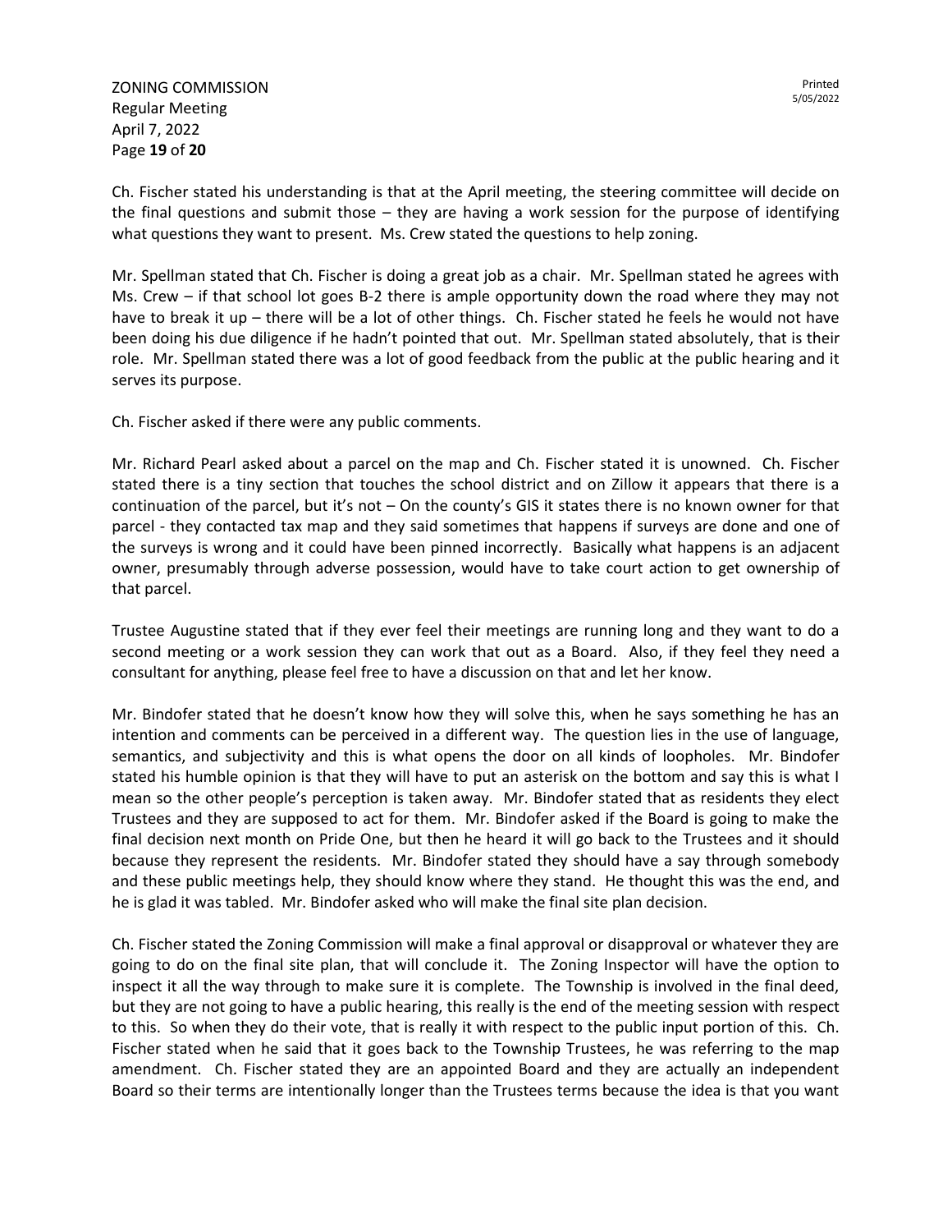Ch. Fischer stated his understanding is that at the April meeting, the steering committee will decide on the final questions and submit those – they are having a work session for the purpose of identifying what questions they want to present. Ms. Crew stated the questions to help zoning.

Mr. Spellman stated that Ch. Fischer is doing a great job as a chair. Mr. Spellman stated he agrees with Ms. Crew – if that school lot goes B-2 there is ample opportunity down the road where they may not have to break it up – there will be a lot of other things. Ch. Fischer stated he feels he would not have been doing his due diligence if he hadn't pointed that out. Mr. Spellman stated absolutely, that is their role. Mr. Spellman stated there was a lot of good feedback from the public at the public hearing and it serves its purpose.

Ch. Fischer asked if there were any public comments.

Mr. Richard Pearl asked about a parcel on the map and Ch. Fischer stated it is unowned. Ch. Fischer stated there is a tiny section that touches the school district and on Zillow it appears that there is a continuation of the parcel, but it's not – On the county's GIS it states there is no known owner for that parcel - they contacted tax map and they said sometimes that happens if surveys are done and one of the surveys is wrong and it could have been pinned incorrectly. Basically what happens is an adjacent owner, presumably through adverse possession, would have to take court action to get ownership of that parcel.

Trustee Augustine stated that if they ever feel their meetings are running long and they want to do a second meeting or a work session they can work that out as a Board. Also, if they feel they need a consultant for anything, please feel free to have a discussion on that and let her know.

Mr. Bindofer stated that he doesn't know how they will solve this, when he says something he has an intention and comments can be perceived in a different way. The question lies in the use of language, semantics, and subjectivity and this is what opens the door on all kinds of loopholes. Mr. Bindofer stated his humble opinion is that they will have to put an asterisk on the bottom and say this is what I mean so the other people's perception is taken away. Mr. Bindofer stated that as residents they elect Trustees and they are supposed to act for them. Mr. Bindofer asked if the Board is going to make the final decision next month on Pride One, but then he heard it will go back to the Trustees and it should because they represent the residents. Mr. Bindofer stated they should have a say through somebody and these public meetings help, they should know where they stand. He thought this was the end, and he is glad it was tabled. Mr. Bindofer asked who will make the final site plan decision.

Ch. Fischer stated the Zoning Commission will make a final approval or disapproval or whatever they are going to do on the final site plan, that will conclude it. The Zoning Inspector will have the option to inspect it all the way through to make sure it is complete. The Township is involved in the final deed, but they are not going to have a public hearing, this really is the end of the meeting session with respect to this. So when they do their vote, that is really it with respect to the public input portion of this. Ch. Fischer stated when he said that it goes back to the Township Trustees, he was referring to the map amendment. Ch. Fischer stated they are an appointed Board and they are actually an independent Board so their terms are intentionally longer than the Trustees terms because the idea is that you want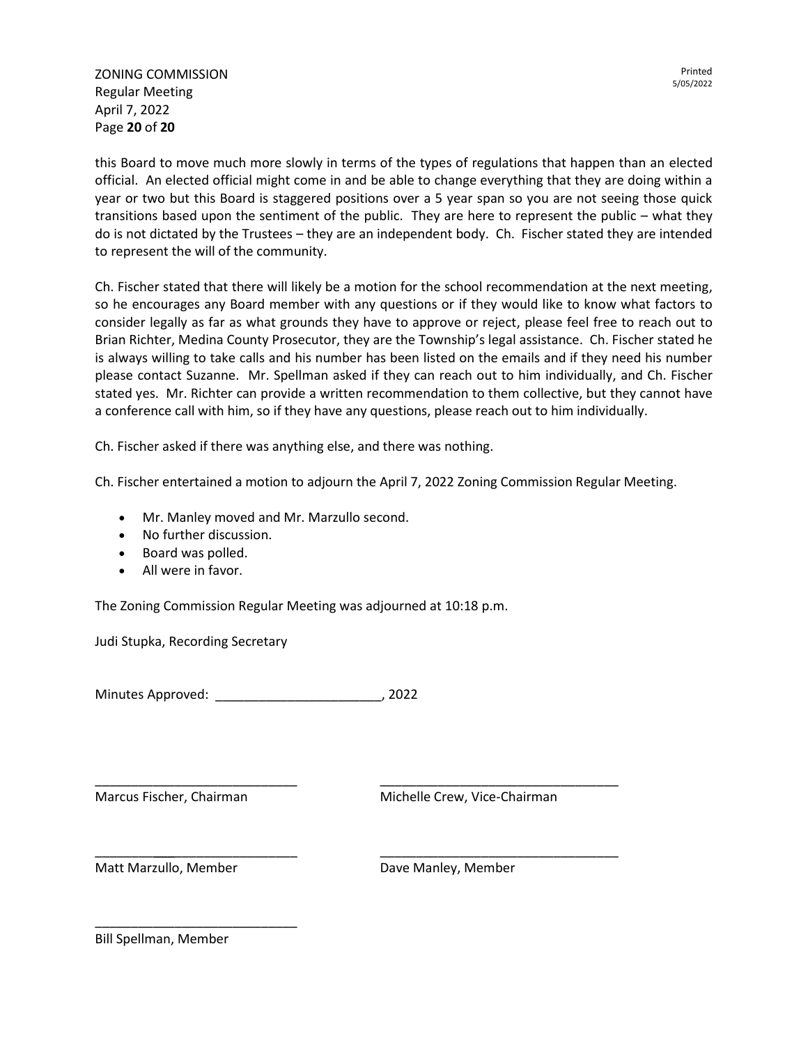this Board to move much more slowly in terms of the types of regulations that happen than an elected official. An elected official might come in and be able to change everything that they are doing within a year or two but this Board is staggered positions over a 5 year span so you are not seeing those quick transitions based upon the sentiment of the public. They are here to represent the public – what they do is not dictated by the Trustees – they are an independent body. Ch. Fischer stated they are intended to represent the will of the community.

Ch. Fischer stated that there will likely be a motion for the school recommendation at the next meeting, so he encourages any Board member with any questions or if they would like to know what factors to consider legally as far as what grounds they have to approve or reject, please feel free to reach out to Brian Richter, Medina County Prosecutor, they are the Township's legal assistance. Ch. Fischer stated he is always willing to take calls and his number has been listed on the emails and if they need his number please contact Suzanne. Mr. Spellman asked if they can reach out to him individually, and Ch. Fischer stated yes. Mr. Richter can provide a written recommendation to them collective, but they cannot have a conference call with him, so if they have any questions, please reach out to him individually.

Ch. Fischer asked if there was anything else, and there was nothing.

Ch. Fischer entertained a motion to adjourn the April 7, 2022 Zoning Commission Regular Meeting.

- Mr. Manley moved and Mr. Marzullo second.
- No further discussion.
- Board was polled.
- All were in favor.

The Zoning Commission Regular Meeting was adjourned at 10:18 p.m.

Judi Stupka, Recording Secretary

Minutes Approved: _______________________, 2022

_____________________________ Marcus Fischer, Chairman

_____________________________ Michelle Crew, Vice-Chairman

_____________________________ Matt Marzullo, Member

_____________________________ Dave Manley, Member

_____________________________ Bill Spellman, Member